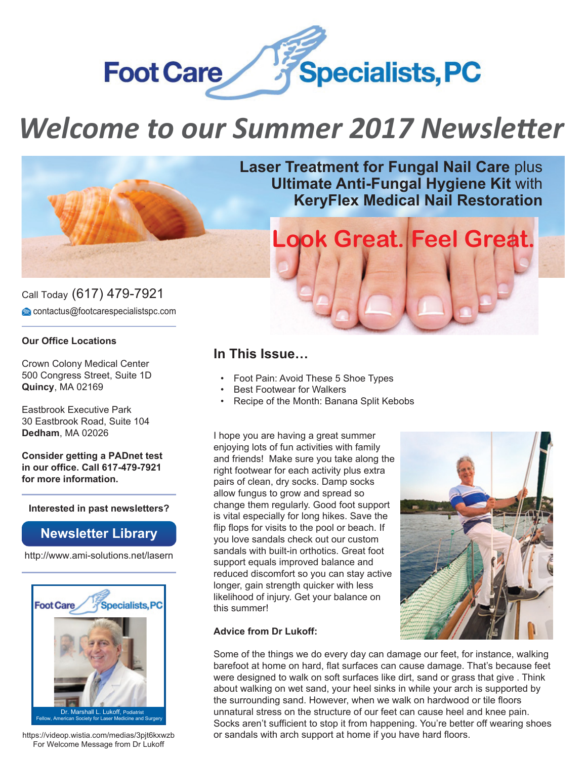Foot Care Specialists, PC

# *Welcome to our Summer 2017 Newsletter*

**Laser Treatment for Fungal Nail Care** plus **Ultimate Anti-Fungal Hygiene Kit** with **KeryFlex Medical Nail Restoration**

Look Great. Feel Great.

Call Today (617) 479-7921

contactus@footcarespecialistspc.com

**Our Office Locations**

Crown Colony Medical Center
500 Congress Street, Suite 1D
**Quincy**, MA 02169

Eastbrook Executive Park
30 Eastbrook Road, Suite 104
**Dedham**, MA 02026

**Consider getting a PADnet test in our office. Call 617-479-7921 for more information.**

**Interested in past newsletters?**

**Newsletter Library**

http://www.ami-solutions.net/lasern

Foot Care Specialists, PC

Dr. Marshall L. Lukoff, Podiatrist
Fellow, American Society for Laser Medicine and Surgery

https://videop.wistia.com/medias/3pjt6kxwzb
For Welcome Message from Dr Lukoff

## In This Issue…

- Foot Pain: Avoid These 5 Shoe Types
- Best Footwear for Walkers
- Recipe of the Month: Banana Split Kebobs

I hope you are having a great summer enjoying lots of fun activities with family and friends! Make sure you take along the right footwear for each activity plus extra pairs of clean, dry socks. Damp socks allow fungus to grow and spread so change them regularly. Good foot support is vital especially for long hikes. Save the flip flops for visits to the pool or beach. If you love sandals check out our custom sandals with built-in orthotics. Great foot support equals improved balance and reduced discomfort so you can stay active longer, gain strength quicker with less likelihood of injury. Get your balance on this summer!

**Advice from Dr Lukoff:**

Some of the things we do every day can damage our feet, for instance, walking barefoot at home on hard, flat surfaces can cause damage. That's because feet were designed to walk on soft surfaces like dirt, sand or grass that give . Think about walking on wet sand, your heel sinks in while your arch is supported by the surrounding sand. However, when we walk on hardwood or tile floors unnatural stress on the structure of our feet can cause heel and knee pain. Socks aren't sufficient to stop it from happening. You're better off wearing shoes or sandals with arch support at home if you have hard floors.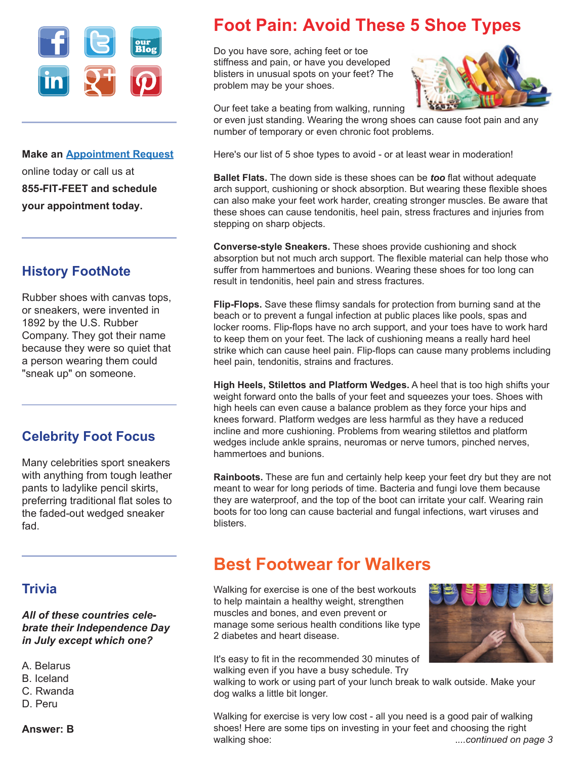# Foot Pain: Avoid These 5 Shoe Types

Do you have sore, aching feet or toe stiffness and pain, or have you developed blisters in unusual spots on your feet? The problem may be your shoes.

Our feet take a beating from walking, running or even just standing. Wearing the wrong shoes can cause foot pain and any number of temporary or even chronic foot problems.

Here's our list of 5 shoe types to avoid - or at least wear in moderation!

**Ballet Flats.** The down side is these shoes can be ***too*** flat without adequate arch support, cushioning or shock absorption. But wearing these flexible shoes can also make your feet work harder, creating stronger muscles. Be aware that these shoes can cause tendonitis, heel pain, stress fractures and injuries from stepping on sharp objects.

**Converse-style Sneakers.** These shoes provide cushioning and shock absorption but not much arch support. The flexible material can help those who suffer from hammertoes and bunions. Wearing these shoes for too long can result in tendonitis, heel pain and stress fractures.

**Flip-Flops.** Save these flimsy sandals for protection from burning sand at the beach or to prevent a fungal infection at public places like pools, spas and locker rooms. Flip-flops have no arch support, and your toes have to work hard to keep them on your feet. The lack of cushioning means a really hard heel strike which can cause heel pain. Flip-flops can cause many problems including heel pain, tendonitis, strains and fractures.

**High Heels, Stilettos and Platform Wedges.** A heel that is too high shifts your weight forward onto the balls of your feet and squeezes your toes. Shoes with high heels can even cause a balance problem as they force your hips and knees forward. Platform wedges are less harmful as they have a reduced incline and more cushioning. Problems from wearing stilettos and platform wedges include ankle sprains, neuromas or nerve tumors, pinched nerves, hammertoes and bunions.

**Rainboots.** These are fun and certainly help keep your feet dry but they are not meant to wear for long periods of time. Bacteria and fungi love them because they are waterproof, and the top of the boot can irritate your calf. Wearing rain boots for too long can cause bacterial and fungal infections, wart viruses and blisters.

# Best Footwear for Walkers

Walking for exercise is one of the best workouts to help maintain a healthy weight, strengthen muscles and bones, and even prevent or manage some serious health conditions like type 2 diabetes and heart disease.

It's easy to fit in the recommended 30 minutes of walking even if you have a busy schedule. Try walking to work or using part of your lunch break to walk outside. Make your dog walks a little bit longer.

Walking for exercise is very low cost - all you need is a good pair of walking shoes! Here are some tips on investing in your feet and choosing the right walking shoe: *....continued on page 3*

---

**Make an Appointment Request online today or call us at 855-FIT-FEET and schedule your appointment today.**

## History FootNote

Rubber shoes with canvas tops, or sneakers, were invented in 1892 by the U.S. Rubber Company. They got their name because they were so quiet that a person wearing them could "sneak up" on someone.

## Celebrity Foot Focus

Many celebrities sport sneakers with anything from tough leather pants to ladylike pencil skirts, preferring traditional flat soles to the faded-out wedged sneaker fad.

## Trivia

***All of these countries celebrate their Independence Day in July except which one?***

A. Belarus
B. Iceland
C. Rwanda
D. Peru

**Answer: B**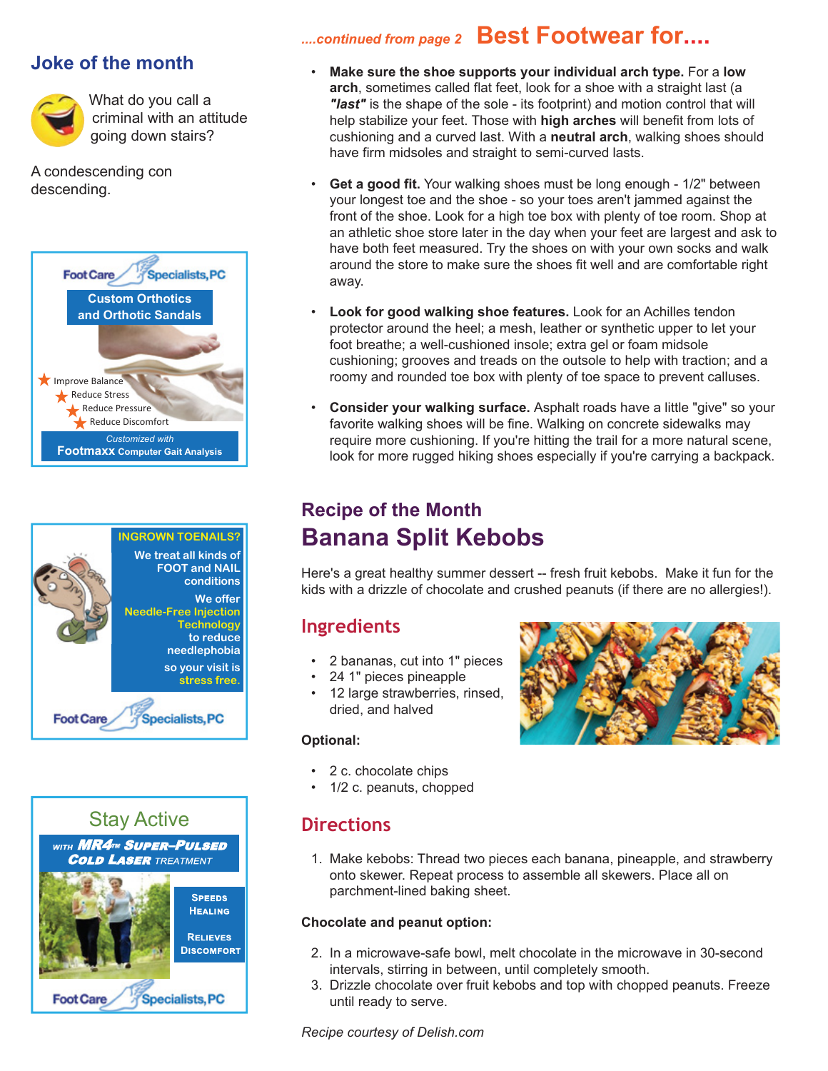## Joke of the month

What do you call a criminal with an attitude going down stairs?

A condescending con descending.

Foot Care Specialists, PC

**Custom Orthotics and Orthotic Sandals**

- Improve Balance
- Reduce Stress
- Reduce Pressure
- Reduce Discomfort

*Customized with* **Footmaxx** Computer Gait Analysis

**INGROWN TOENAILS?**

We treat all kinds of FOOT and NAIL conditions

We offer Needle-Free Injection Technology to reduce needlephobia so your visit is stress free.

Foot Care Specialists, PC

## Stay Active

WITH **MR4™ SUPER-PULSED COLD LASER** TREATMENT

SPEEDS HEALING

RELIEVES DISCOMFORT

Foot Care Specialists, PC

*....continued from page 2*

## Best Footwear for....

- **Make sure the shoe supports your individual arch type.** For a **low arch**, sometimes called flat feet, look for a shoe with a straight last (a ***"last"*** is the shape of the sole - its footprint) and motion control that will help stabilize your feet. Those with **high arches** will benefit from lots of cushioning and a curved last. With a **neutral arch**, walking shoes should have firm midsoles and straight to semi-curved lasts.
- **Get a good fit.** Your walking shoes must be long enough - 1/2" between your longest toe and the shoe - so your toes aren't jammed against the front of the shoe. Look for a high toe box with plenty of toe room. Shop at an athletic shoe store later in the day when your feet are largest and ask to have both feet measured. Try the shoes on with your own socks and walk around the store to make sure the shoes fit well and are comfortable right away.
- **Look for good walking shoe features.** Look for an Achilles tendon protector around the heel; a mesh, leather or synthetic upper to let your foot breathe; a well-cushioned insole; extra gel or foam midsole cushioning; grooves and treads on the outsole to help with traction; and a roomy and rounded toe box with plenty of toe space to prevent calluses.
- **Consider your walking surface.** Asphalt roads have a little "give" so your favorite walking shoes will be fine. Walking on concrete sidewalks may require more cushioning. If you're hitting the trail for a more natural scene, look for more rugged hiking shoes especially if you're carrying a backpack.

## Recipe of the Month

# Banana Split Kebobs

Here's a great healthy summer dessert -- fresh fruit kebobs. Make it fun for the kids with a drizzle of chocolate and crushed peanuts (if there are no allergies!).

### Ingredients

- 2 bananas, cut into 1" pieces
- 24 1" pieces pineapple
- 12 large strawberries, rinsed, dried, and halved

**Optional:**

- 2 c. chocolate chips
- 1/2 c. peanuts, chopped

### Directions

1. Make kebobs: Thread two pieces each banana, pineapple, and strawberry onto skewer. Repeat process to assemble all skewers. Place all on parchment-lined baking sheet.

**Chocolate and peanut option:**

2. In a microwave-safe bowl, melt chocolate in the microwave in 30-second intervals, stirring in between, until completely smooth.
3. Drizzle chocolate over fruit kebobs and top with chopped peanuts. Freeze until ready to serve.

*Recipe courtesy of Delish.com*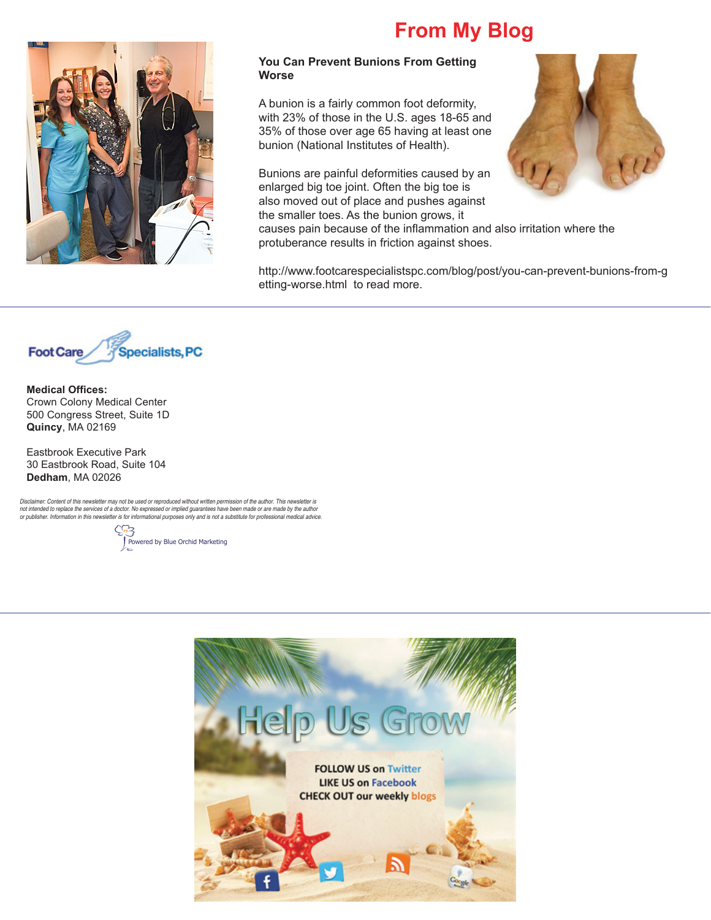## From My Blog

**You Can Prevent Bunions From Getting Worse**

A bunion is a fairly common foot deformity, with 23% of those in the U.S. ages 18-65 and 35% of those over age 65 having at least one bunion (National Institutes of Health).

Bunions are painful deformities caused by an enlarged big toe joint. Often the big toe is also moved out of place and pushes against the smaller toes. As the bunion grows, it causes pain because of the inflammation and also irritation where the protuberance results in friction against shoes.

http://www.footcarespecialistspc.com/blog/post/you-can-prevent-bunions-from-getting-worse.html to read more.

---

Foot Care Specialists, PC

**Medical Offices:**
Crown Colony Medical Center
500 Congress Street, Suite 1D
**Quincy**, MA 02169

Eastbrook Executive Park
30 Eastbrook Road, Suite 104
**Dedham**, MA 02026

*Disclaimer: Content of this newsletter may not be used or reproduced without written permission of the author. This newsletter is not intended to replace the services of a doctor. No expressed or implied guarantees have been made or are made by the author or publisher. Information in this newsletter is for informational purposes only and is not a substitute for professional medical advice.*

Powered by Blue Orchid Marketing

---

Help Us Grow

FOLLOW US on Twitter
LIKE US on Facebook
CHECK OUT our weekly blogs